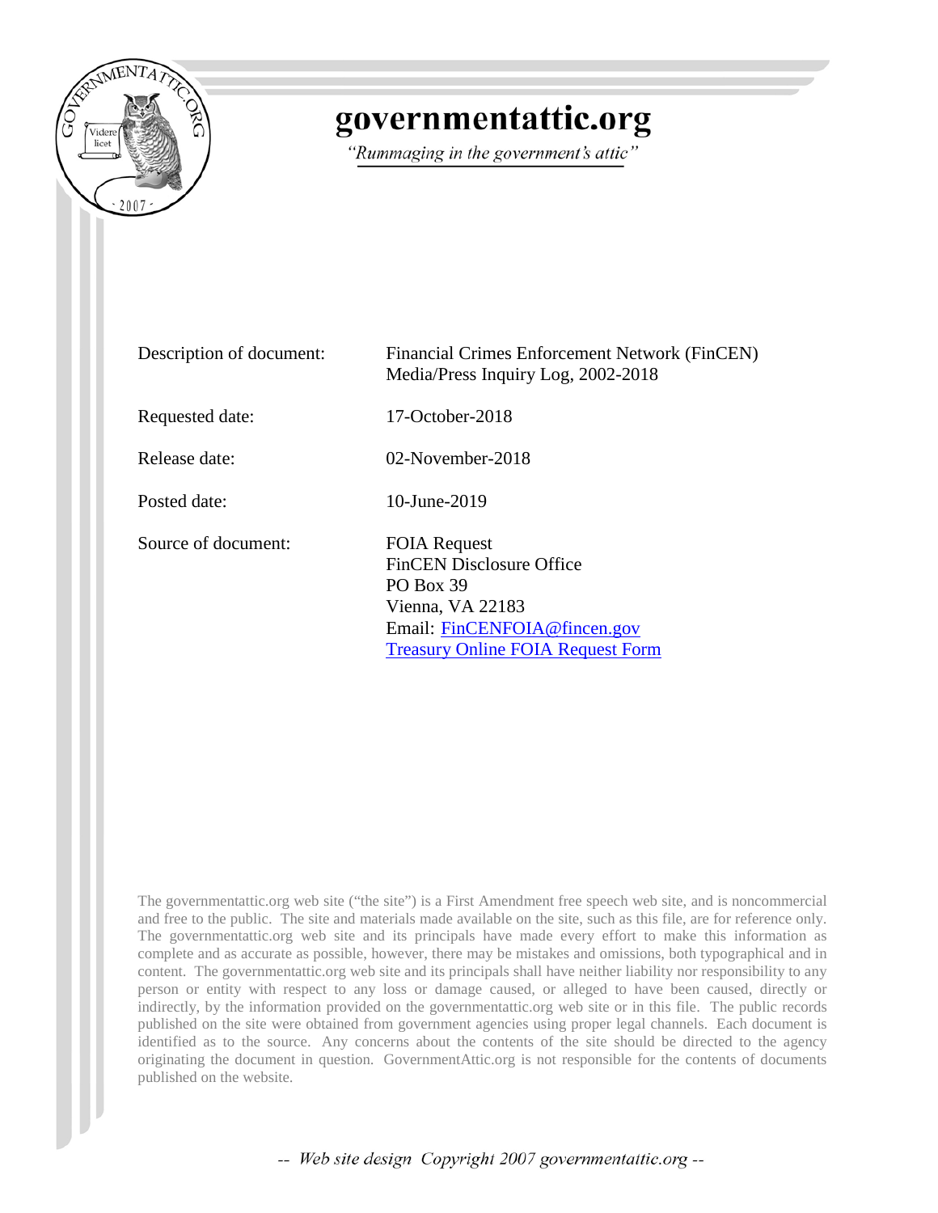# governmentattic.org

*"Rummaging in the government's attic"*

| | |
|---|---|
| Description of document: | Financial Crimes Enforcement Network (FinCEN) Media/Press Inquiry Log, 2002-2018 |
| Requested date: | 17-October-2018 |
| Release date: | 02-November-2018 |
| Posted date: | 10-June-2019 |
| Source of document: | FOIA Request<br>FinCEN Disclosure Office<br>PO Box 39<br>Vienna, VA 22183<br>Email: FinCENFOIA@fincen.gov<br>Treasury Online FOIA Request Form |

The governmentattic.org web site ("the site") is a First Amendment free speech web site, and is noncommercial and free to the public. The site and materials made available on the site, such as this file, are for reference only. The governmentattic.org web site and its principals have made every effort to make this information as complete and as accurate as possible, however, there may be mistakes and omissions, both typographical and in content. The governmentattic.org web site and its principals shall have neither liability nor responsibility to any person or entity with respect to any loss or damage caused, or alleged to have been caused, directly or indirectly, by the information provided on the governmentattic.org web site or in this file. The public records published on the site were obtained from government agencies using proper legal channels. Each document is identified as to the source. Any concerns about the contents of the site should be directed to the agency originating the document in question. GovernmentAttic.org is not responsible for the contents of documents published on the website.

-- Web site design Copyright 2007 governmentattic.org --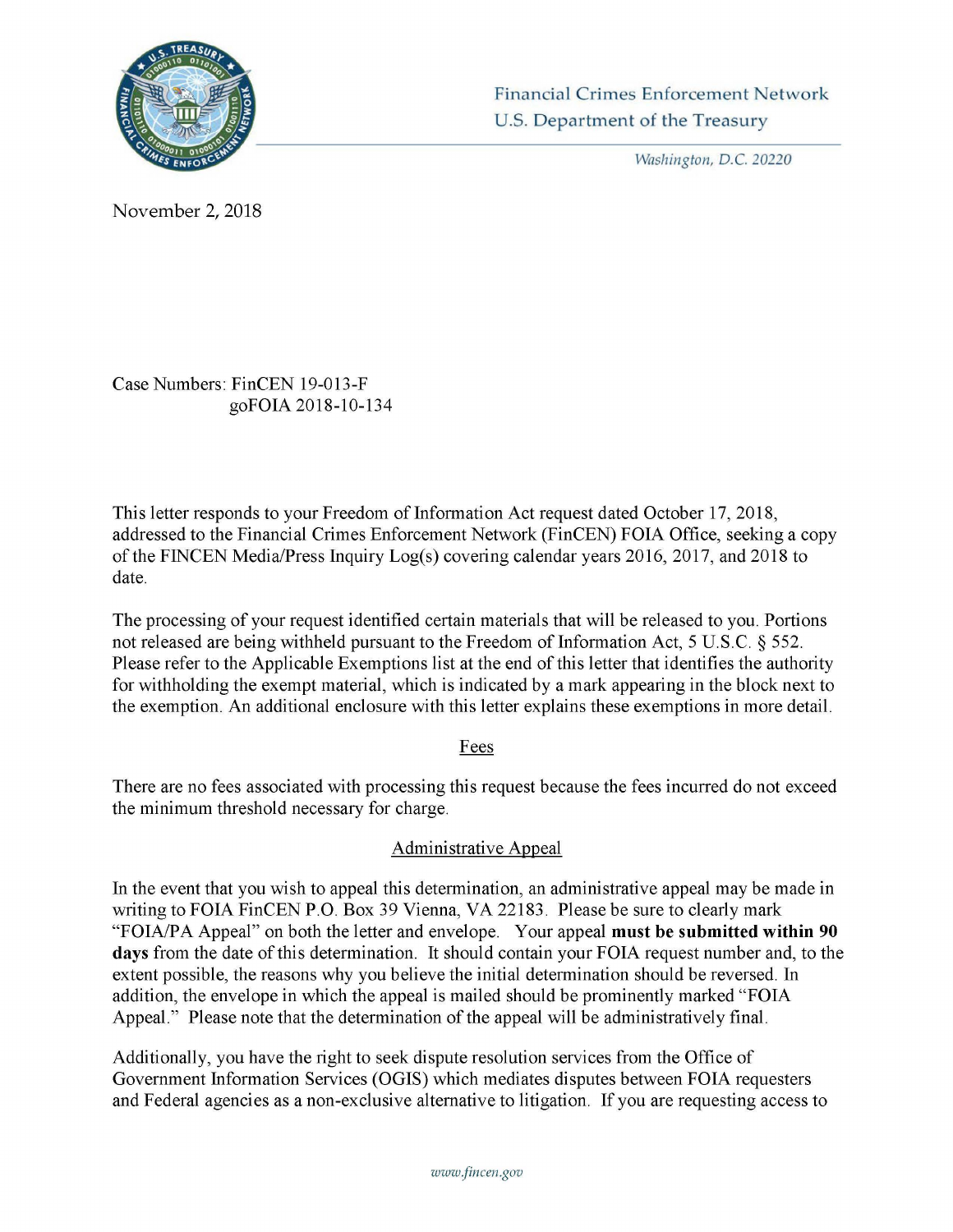Financial Crimes Enforcement Network
U.S. Department of the Treasury

*Washington, D.C. 20220*

November 2, 2018

Case Numbers: FinCEN 19-013-F
goFOIA 2018-10-134

This letter responds to your Freedom of Information Act request dated October 17, 2018, addressed to the Financial Crimes Enforcement Network (FinCEN) FOIA Office, seeking a copy of the FINCEN Media/Press Inquiry Log(s) covering calendar years 2016, 2017, and 2018 to date.

The processing of your request identified certain materials that will be released to you. Portions not released are being withheld pursuant to the Freedom of Information Act, 5 U.S.C. § 552. Please refer to the Applicable Exemptions list at the end of this letter that identifies the authority for withholding the exempt material, which is indicated by a mark appearing in the block next to the exemption. An additional enclosure with this letter explains these exemptions in more detail.

## Fees

There are no fees associated with processing this request because the fees incurred do not exceed the minimum threshold necessary for charge.

## Administrative Appeal

In the event that you wish to appeal this determination, an administrative appeal may be made in writing to FOIA FinCEN P.O. Box 39 Vienna, VA 22183. Please be sure to clearly mark "FOIA/PA Appeal" on both the letter and envelope. Your appeal **must be submitted within 90 days** from the date of this determination. It should contain your FOIA request number and, to the extent possible, the reasons why you believe the initial determination should be reversed. In addition, the envelope in which the appeal is mailed should be prominently marked "FOIA Appeal." Please note that the determination of the appeal will be administratively final.

Additionally, you have the right to seek dispute resolution services from the Office of Government Information Services (OGIS) which mediates disputes between FOIA requesters and Federal agencies as a non-exclusive alternative to litigation. If you are requesting access to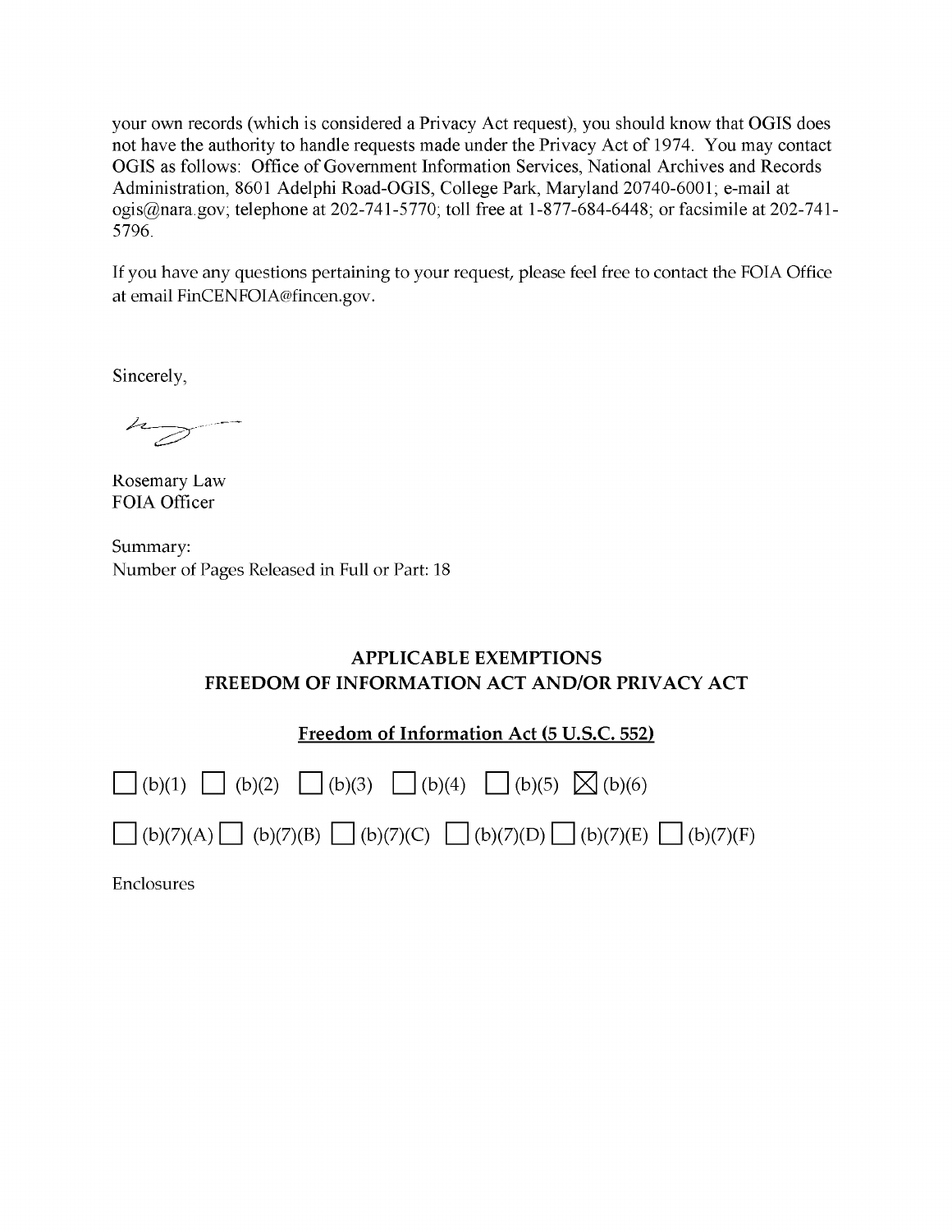your own records (which is considered a Privacy Act request), you should know that OGIS does not have the authority to handle requests made under the Privacy Act of 1974. You may contact OGIS as follows: Office of Government Information Services, National Archives and Records Administration, 8601 Adelphi Road-OGIS, College Park, Maryland 20740-6001; e-mail at ogis@nara.gov; telephone at 202-741-5770; toll free at 1-877-684-6448; or facsimile at 202-741-5796.

If you have any questions pertaining to your request, please feel free to contact the FOIA Office at email FinCENFOIA@fincen.gov.

Sincerely,

Rosemary Law
FOIA Officer

Summary:
Number of Pages Released in Full or Part: 18

## APPLICABLE EXEMPTIONS
## FREEDOM OF INFORMATION ACT AND/OR PRIVACY ACT

**Freedom of Information Act (5 U.S.C. 552)**

☐ (b)(1) ☐ (b)(2) ☐ (b)(3) ☐ (b)(4) ☐ (b)(5) ☒ (b)(6)

☐ (b)(7)(A) ☐ (b)(7)(B) ☐ (b)(7)(C) ☐ (b)(7)(D) ☐ (b)(7)(E) ☐ (b)(7)(F)

Enclosures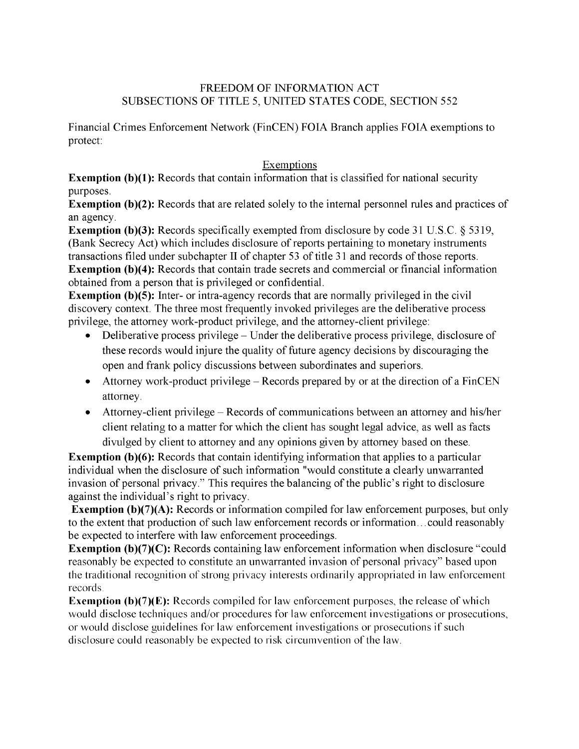# FREEDOM OF INFORMATION ACT
## SUBSECTIONS OF TITLE 5, UNITED STATES CODE, SECTION 552

Financial Crimes Enforcement Network (FinCEN) FOIA Branch applies FOIA exemptions to protect:

### Exemptions

**Exemption (b)(1):** Records that contain information that is classified for national security purposes.

**Exemption (b)(2):** Records that are related solely to the internal personnel rules and practices of an agency.

**Exemption (b)(3):** Records specifically exempted from disclosure by code 31 U.S.C. § 5319, (Bank Secrecy Act) which includes disclosure of reports pertaining to monetary instruments transactions filed under subchapter II of chapter 53 of title 31 and records of those reports.

**Exemption (b)(4):** Records that contain trade secrets and commercial or financial information obtained from a person that is privileged or confidential.

**Exemption (b)(5):** Inter- or intra-agency records that are normally privileged in the civil discovery context. The three most frequently invoked privileges are the deliberative process privilege, the attorney work-product privilege, and the attorney-client privilege:

- Deliberative process privilege – Under the deliberative process privilege, disclosure of these records would injure the quality of future agency decisions by discouraging the open and frank policy discussions between subordinates and superiors.
- Attorney work-product privilege – Records prepared by or at the direction of a FinCEN attorney.
- Attorney-client privilege – Records of communications between an attorney and his/her client relating to a matter for which the client has sought legal advice, as well as facts divulged by client to attorney and any opinions given by attorney based on these.

**Exemption (b)(6):** Records that contain identifying information that applies to a particular individual when the disclosure of such information "would constitute a clearly unwarranted invasion of personal privacy." This requires the balancing of the public's right to disclosure against the individual's right to privacy.

**Exemption (b)(7)(A):** Records or information compiled for law enforcement purposes, but only to the extent that production of such law enforcement records or information…could reasonably be expected to interfere with law enforcement proceedings.

**Exemption (b)(7)(C):** Records containing law enforcement information when disclosure "could reasonably be expected to constitute an unwarranted invasion of personal privacy" based upon the traditional recognition of strong privacy interests ordinarily appropriated in law enforcement records.

**Exemption (b)(7)(E):** Records compiled for law enforcement purposes, the release of which would disclose techniques and/or procedures for law enforcement investigations or prosecutions, or would disclose guidelines for law enforcement investigations or prosecutions if such disclosure could reasonably be expected to risk circumvention of the law.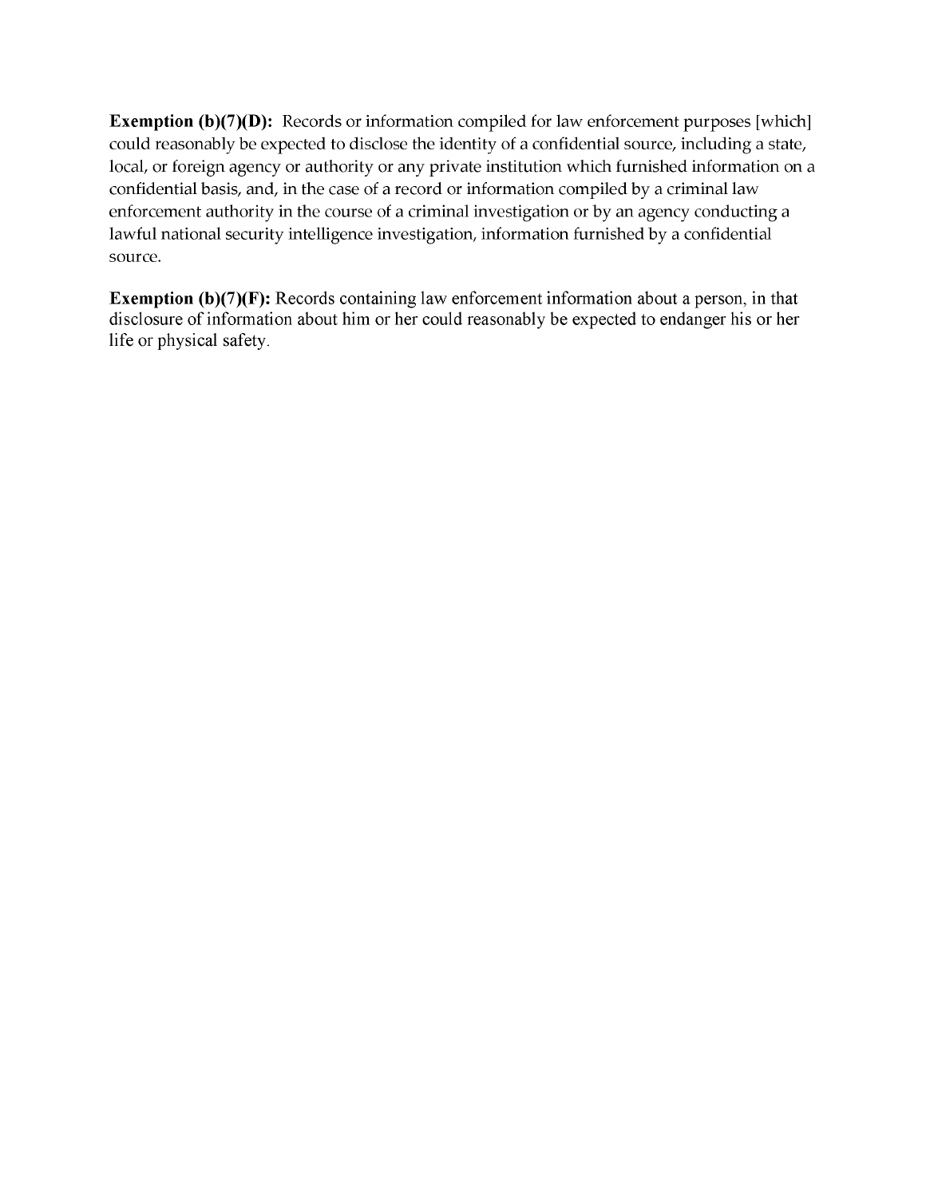**Exemption (b)(7)(D):** Records or information compiled for law enforcement purposes [which] could reasonably be expected to disclose the identity of a confidential source, including a state, local, or foreign agency or authority or any private institution which furnished information on a confidential basis, and, in the case of a record or information compiled by a criminal law enforcement authority in the course of a criminal investigation or by an agency conducting a lawful national security intelligence investigation, information furnished by a confidential source.

**Exemption (b)(7)(F):** Records containing law enforcement information about a person, in that disclosure of information about him or her could reasonably be expected to endanger his or her life or physical safety.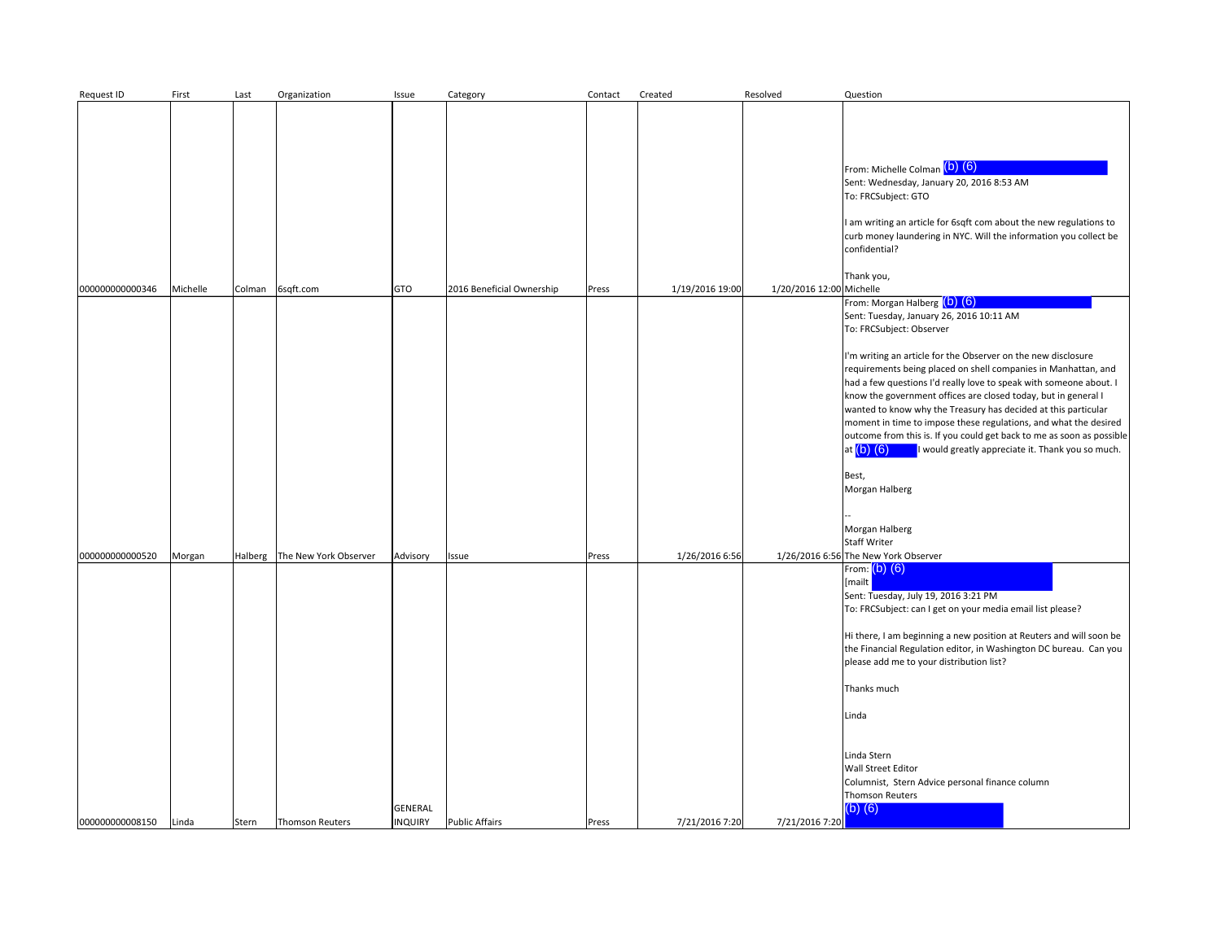| Request ID | First | Last | Organization | Issue | Category | Contact | Created | Resolved | Question |
|---|---|---|---|---|---|---|---|---|---|
| 000000000000346 | Michelle | Colman | 6sqft.com | GTO | 2016 Beneficial Ownership | Press | 1/19/2016 19:00 | 1/20/2016 12:00 | From: Michelle Colman (b) (6)<br>Sent: Wednesday, January 20, 2016 8:53 AM<br>To: FRCSubject: GTO<br><br>I am writing an article for 6sqft com about the new regulations to curb money laundering in NYC. Will the information you collect be confidential?<br><br>Thank you,<br>Michelle |
| 000000000000520 | Morgan | Halberg | The New York Observer | Advisory | Issue | Press | 1/26/2016 6:56 | 1/26/2016 6:56 | From: Morgan Halberg (b) (6)<br>Sent: Tuesday, January 26, 2016 10:11 AM<br>To: FRCSubject: Observer<br><br>I'm writing an article for the Observer on the new disclosure requirements being placed on shell companies in Manhattan, and had a few questions I'd really love to speak with someone about. I know the government offices are closed today, but in general I wanted to know why the Treasury has decided at this particular moment in time to impose these regulations, and what the desired outcome from this is. If you could get back to me as soon as possible at (b) (6) I would greatly appreciate it. Thank you so much.<br><br>Best,<br>Morgan Halberg<br><br>--<br>Morgan Halberg<br>Staff Writer<br>The New York Observer |
| 000000000008150 | Linda | Stern | Thomson Reuters | GENERAL INQUIRY | Public Affairs | Press | 7/21/2016 7:20 | 7/21/2016 7:20 | From: (b) (6)<br>[mailt<br>Sent: Tuesday, July 19, 2016 3:21 PM<br>To: FRCSubject: can I get on your media email list please?<br><br>Hi there, I am beginning a new position at Reuters and will soon be the Financial Regulation editor, in Washington DC bureau. Can you please add me to your distribution list?<br><br>Thanks much<br><br>Linda<br><br>Linda Stern<br>Wall Street Editor<br>Columnist, Stern Advice personal finance column<br>Thomson Reuters<br>(b) (6) |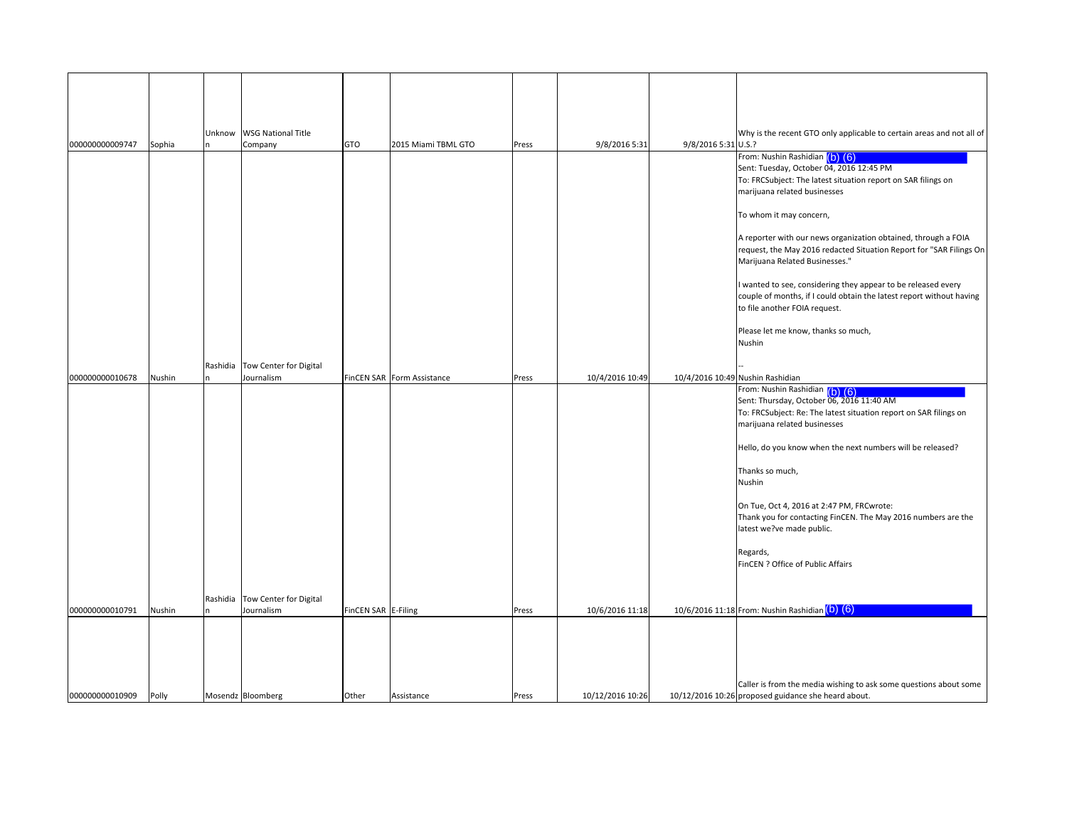| | | | | | | | | | |
|---|---|---|---|---|---|---|---|---|---|
| 000000000009747 | Sophia | Unknown | WSG National Title Company | GTO | 2015 Miami TBML GTO | Press | 9/8/2016 5:31 | 9/8/2016 5:31 | Why is the recent GTO only applicable to certain areas and not all of U.S.? |
| 000000000010678 | Nushin | Rashidian | Tow Center for Digital Journalism | FinCEN SAR | Form Assistance | Press | 10/4/2016 10:49 | 10/4/2016 10:49 | From: Nushin Rashidian (b) (6)<br>Sent: Tuesday, October 04, 2016 12:45 PM<br>To: FRCSubject: The latest situation report on SAR filings on marijuana related businesses<br><br>To whom it may concern,<br><br>A reporter with our news organization obtained, through a FOIA request, the May 2016 redacted Situation Report for "SAR Filings On Marijuana Related Businesses."<br><br>I wanted to see, considering they appear to be released every couple of months, if I could obtain the latest report without having to file another FOIA request.<br><br>Please let me know, thanks so much,<br>Nushin<br><br>--<br>Nushin Rashidian |
| 000000000010791 | Nushin | Rashidian | Tow Center for Digital Journalism | FinCEN SAR | E-Filing | Press | 10/6/2016 11:18 | 10/6/2016 11:18 | From: Nushin Rashidian (b) (6)<br>Sent: Thursday, October 06, 2016 11:40 AM<br>To: FRCSubject: Re: The latest situation report on SAR filings on marijuana related businesses<br><br>Hello, do you know when the next numbers will be released?<br><br>Thanks so much,<br>Nushin<br><br>On Tue, Oct 4, 2016 at 2:47 PM, FRCwrote:<br>Thank you for contacting FinCEN. The May 2016 numbers are the latest we?ve made public.<br><br>Regards,<br>FinCEN ? Office of Public Affairs<br><br>From: Nushin Rashidian (b) (6) |
| 000000000010909 | Polly | Mosendz | Bloomberg | Other | Assistance | Press | 10/12/2016 10:26 | 10/12/2016 10:26 | Caller is from the media wishing to ask some questions about some proposed guidance she heard about. |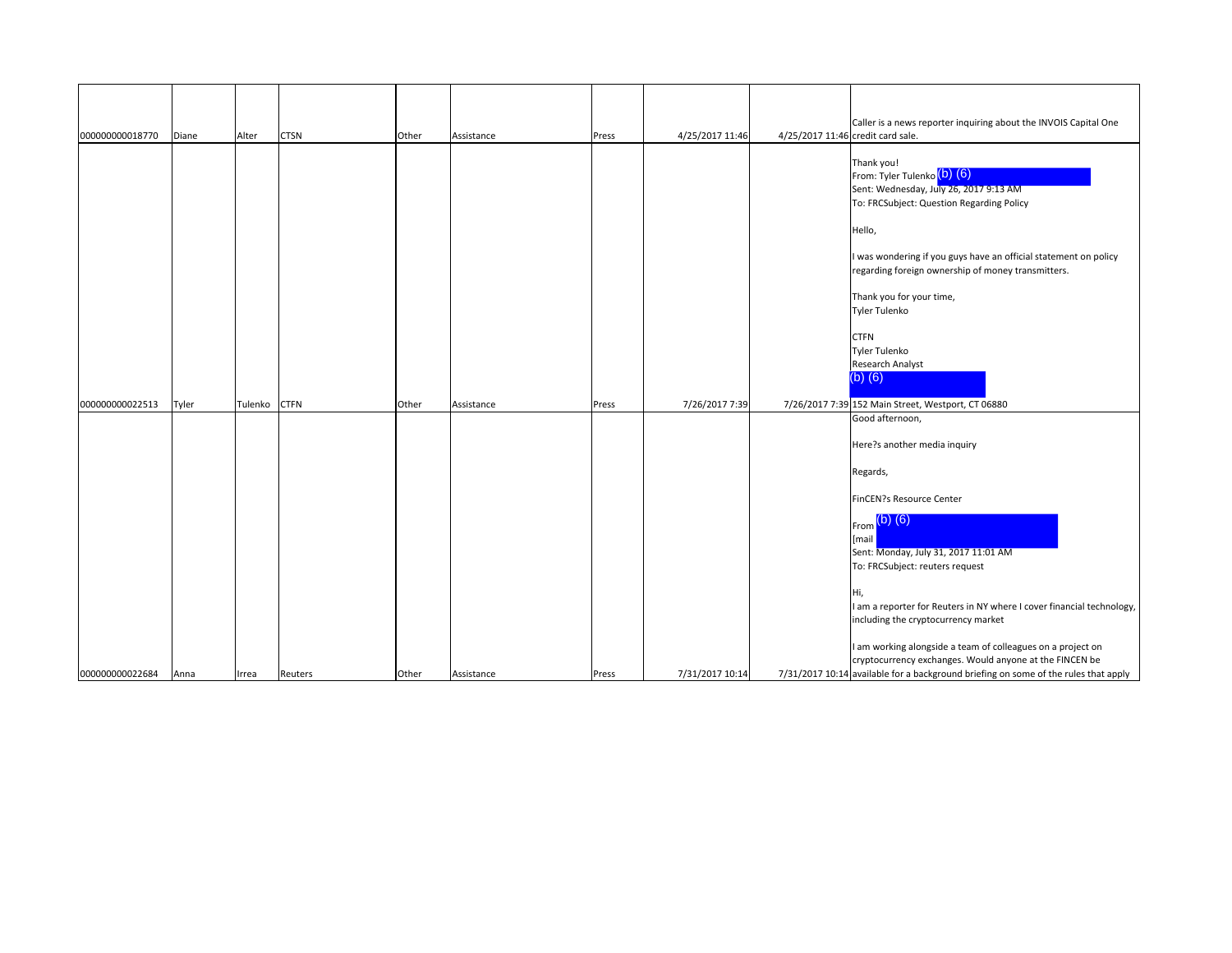| | | | | | | | | | |
|---|---|---|---|---|---|---|---|---|---|
| 000000000018770 | Diane | Alter | CTSN | Other | Assistance | Press | 4/25/2017 11:46 | 4/25/2017 11:46 | Caller is a news reporter inquiring about the INVOIS Capital One credit card sale. |
| 000000000022513 | Tyler | Tulenko | CTFN | Other | Assistance | Press | 7/26/2017 7:39 | 7/26/2017 7:39 | Thank you!<br>From: Tyler Tulenko (b) (6)<br>Sent: Wednesday, July 26, 2017 9:13 AM<br>To: FRCSubject: Question Regarding Policy<br><br>Hello,<br><br>I was wondering if you guys have an official statement on policy regarding foreign ownership of money transmitters.<br><br>Thank you for your time,<br>Tyler Tulenko<br><br>CTFN<br>Tyler Tulenko<br>Research Analyst<br>(b) (6)<br>152 Main Street, Westport, CT 06880 |
| 000000000022684 | Anna | Irrea | Reuters | Other | Assistance | Press | 7/31/2017 10:14 | 7/31/2017 10:14 | Good afternoon,<br><br>Here?s another media inquiry<br><br>Regards,<br><br>FinCEN?s Resource Center<br><br>From (b) (6)<br>[mail<br>Sent: Monday, July 31, 2017 11:01 AM<br>To: FRCSubject: reuters request<br><br>Hi,<br>I am a reporter for Reuters in NY where I cover financial technology, including the cryptocurrency market<br><br>I am working alongside a team of colleagues on a project on cryptocurrency exchanges. Would anyone at the FINCEN be available for a background briefing on some of the rules that apply |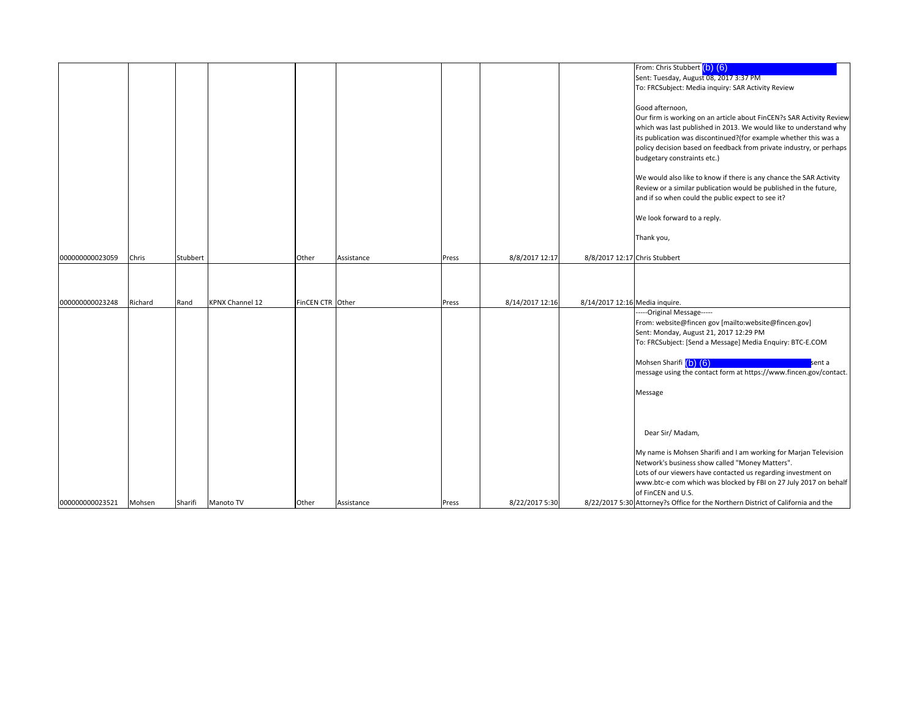| | | | | | | | | | |
|---|---|---|---|---|---|---|---|---|---|
| 000000000023059 | Chris | Stubbert | | Other | Assistance | Press | 8/8/2017 12:17 | 8/8/2017 12:17 | From: Chris Stubbert (b) (6)<br>Sent: Tuesday, August 08, 2017 3:37 PM<br>To: FRCSubject: Media inquiry: SAR Activity Review<br><br>Good afternoon,<br>Our firm is working on an article about FinCEN?s SAR Activity Review which was last published in 2013. We would like to understand why its publication was discontinued?(for example whether this was a policy decision based on feedback from private industry, or perhaps budgetary constraints etc.)<br><br>We would also like to know if there is any chance the SAR Activity Review or a similar publication would be published in the future, and if so when could the public expect to see it?<br><br>We look forward to a reply.<br><br>Thank you,<br><br>Chris Stubbert |
| 000000000023248 | Richard | Rand | KPNX Channel 12 | FinCEN CTR | Other | Press | 8/14/2017 12:16 | 8/14/2017 12:16 | Media inquire. |
| 000000000023521 | Mohsen | Sharifi | Manoto TV | Other | Assistance | Press | 8/22/2017 5:30 | 8/22/2017 5:30 | -----Original Message-----<br>From: website@fincen gov [mailto:website@fincen.gov]<br>Sent: Monday, August 21, 2017 12:29 PM<br>To: FRCSubject: [Send a Message] Media Enquiry: BTC-E.COM<br><br>Mohsen Sharifi (b) (6) sent a message using the contact form at https://www.fincen.gov/contact.<br><br>Message<br><br>Dear Sir/ Madam,<br><br>My name is Mohsen Sharifi and I am working for Marjan Television Network's business show called "Money Matters".<br>Lots of our viewers have contacted us regarding investment on www.btc-e com which was blocked by FBI on 27 July 2017 on behalf of FinCEN and U.S. Attorney?s Office for the Northern District of California and the |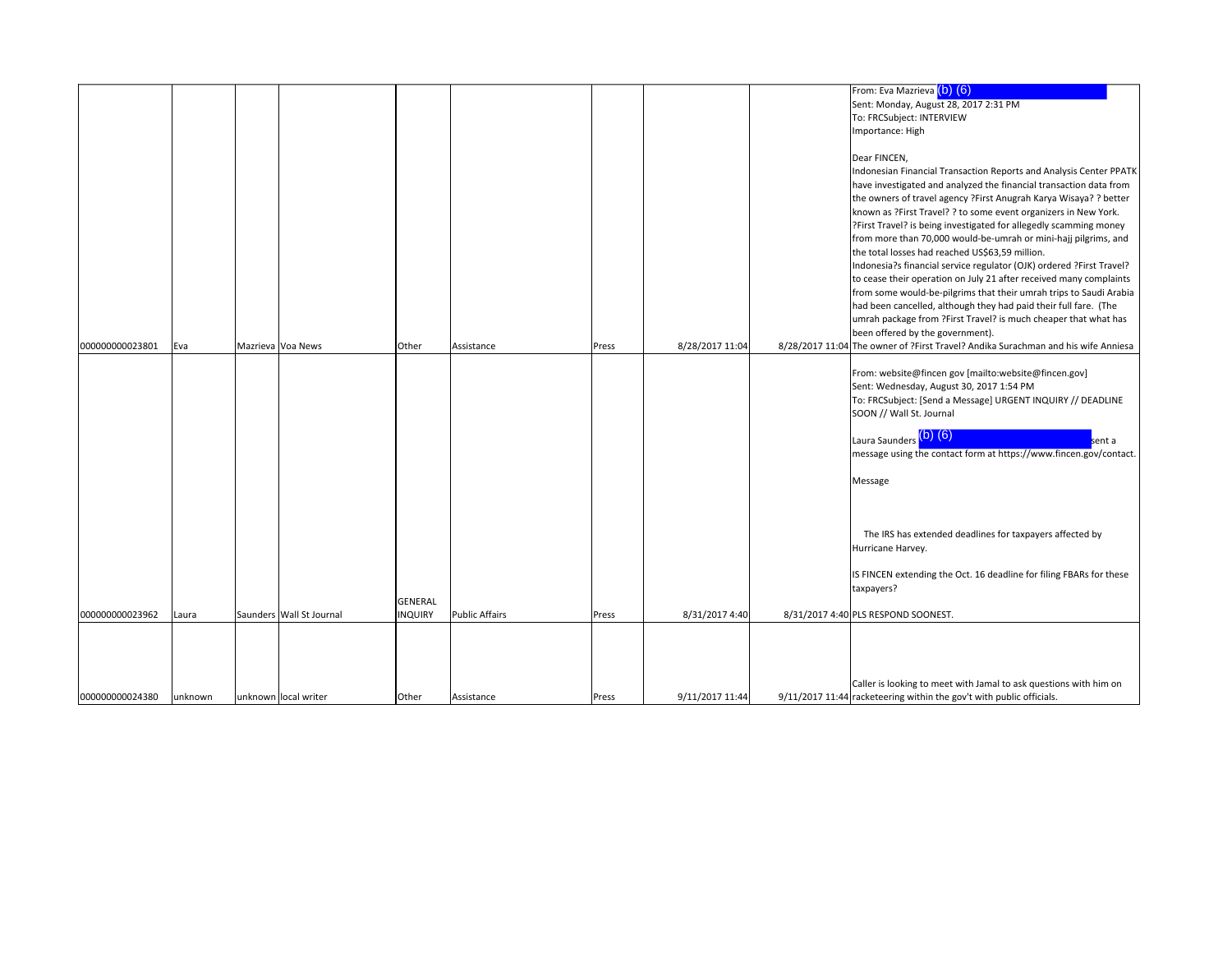| | | | | | | | | | |
|---|---|---|---|---|---|---|---|---|---|
| 000000000023801 | Eva | Mazrieva | Voa News | Other | Assistance | Press | 8/28/2017 11:04 | 8/28/2017 11:04 | From: Eva Mazrieva (b) (6) Sent: Monday, August 28, 2017 2:31 PM To: FRCSubject: INTERVIEW Importance: High Dear FINCEN, Indonesian Financial Transaction Reports and Analysis Center PPATK have investigated and analyzed the financial transaction data from the owners of travel agency ?First Anugrah Karya Wisaya? ? better known as ?First Travel? ? to some event organizers in New York. ?First Travel? is being investigated for allegedly scamming money from more than 70,000 would-be-umrah or mini-hajj pilgrims, and the total losses had reached US$63,59 million. Indonesia?s financial service regulator (OJK) ordered ?First Travel? to cease their operation on July 21 after received many complaints from some would-be-pilgrims that their umrah trips to Saudi Arabia had been cancelled, although they had paid their full fare. (The umrah package from ?First Travel? is much cheaper that what has been offered by the government). The owner of ?First Travel? Andika Surachman and his wife Anniesa |
| 000000000023962 | Laura | Saunders | Wall St Journal | GENERAL INQUIRY | Public Affairs | Press | 8/31/2017 4:40 | 8/31/2017 4:40 | From: website@fincen gov [mailto:website@fincen.gov] Sent: Wednesday, August 30, 2017 1:54 PM To: FRCSubject: [Send a Message] URGENT INQUIRY // DEADLINE SOON // Wall St. Journal Laura Saunders (b) (6) sent a message using the contact form at https://www.fincen.gov/contact. Message The IRS has extended deadlines for taxpayers affected by Hurricane Harvey. IS FINCEN extending the Oct. 16 deadline for filing FBARs for these taxpayers? PLS RESPOND SOONEST. |
| 000000000024380 | unknown | unknown | local writer | Other | Assistance | Press | 9/11/2017 11:44 | 9/11/2017 11:44 | Caller is looking to meet with Jamal to ask questions with him on racketeering within the gov't with public officials. |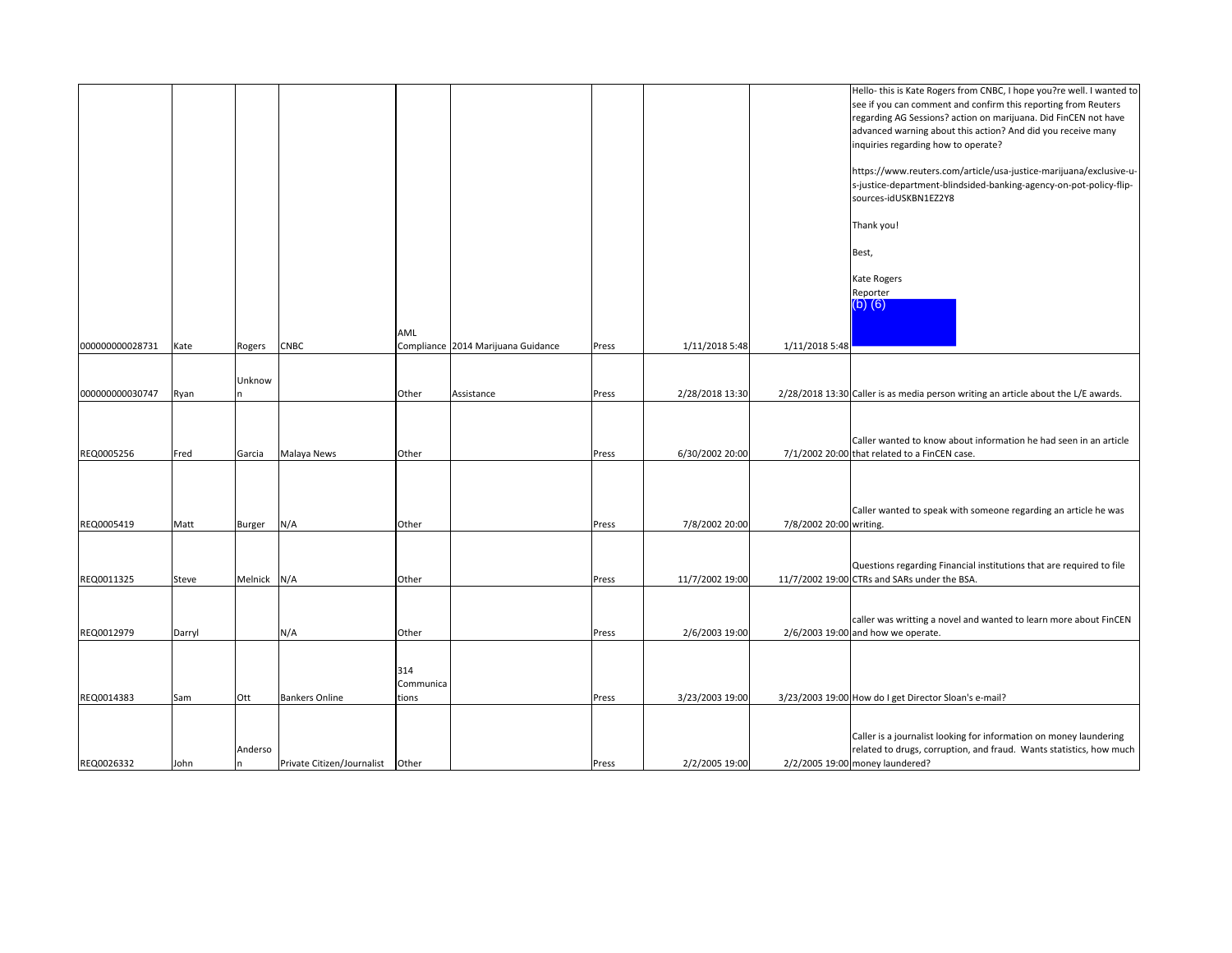| | | | | | | | | | |
|---|---|---|---|---|---|---|---|---|---|
| 000000000028731 | Kate | Rogers | CNBC | AML Compliance | 2014 Marijuana Guidance | Press | 1/11/2018 5:48 | 1/11/2018 5:48 | Hello- this is Kate Rogers from CNBC, I hope you?re well. I wanted to see if you can comment and confirm this reporting from Reuters regarding AG Sessions? action on marijuana. Did FinCEN not have advanced warning about this action? And did you receive many inquiries regarding how to operate?<br><br>https://www.reuters.com/article/usa-justice-marijuana/exclusive-u-s-justice-department-blindsided-banking-agency-on-pot-policy-flip-sources-idUSKBN1EZ2Y8<br><br>Thank you!<br><br>Best,<br><br>Kate Rogers<br>Reporter<br>(b) (6) |
| 000000000030747 | Ryan | Unknown | | Other | Assistance | Press | 2/28/2018 13:30 | 2/28/2018 13:30 | Caller is as media person writing an article about the L/E awards. |
| REQ0005256 | Fred | Garcia | Malaya News | Other | | Press | 6/30/2002 20:00 | 7/1/2002 20:00 | Caller wanted to know about information he had seen in an article that related to a FinCEN case. |
| REQ0005419 | Matt | Burger | N/A | Other | | Press | 7/8/2002 20:00 | 7/8/2002 20:00 | Caller wanted to speak with someone regarding an article he was writing. |
| REQ0011325 | Steve | Melnick | N/A | Other | | Press | 11/7/2002 19:00 | 11/7/2002 19:00 | Questions regarding Financial institutions that are required to file CTRs and SARs under the BSA. |
| REQ0012979 | Darryl | | N/A | Other | | Press | 2/6/2003 19:00 | 2/6/2003 19:00 | caller was writting a novel and wanted to learn more about FinCEN and how we operate. |
| REQ0014383 | Sam | Ott | Bankers Online | 314 Communications | | Press | 3/23/2003 19:00 | 3/23/2003 19:00 | How do I get Director Sloan's e-mail? |
| REQ0026332 | John | Anderson | Private Citizen/Journalist | Other | | Press | 2/2/2005 19:00 | 2/2/2005 19:00 | Caller is a journalist looking for information on money laundering related to drugs, corruption, and fraud. Wants statistics, how much money laundered? |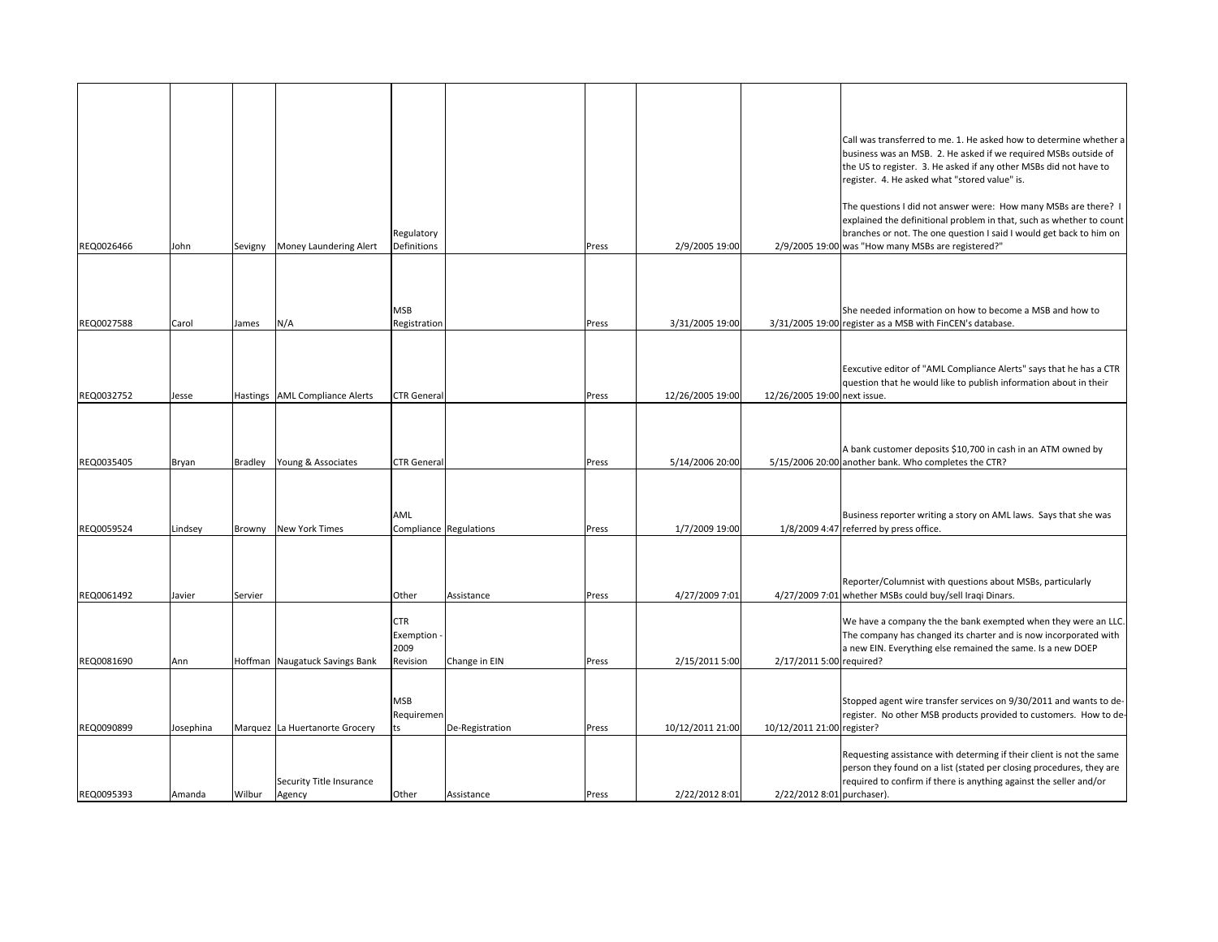| | | | | | | | | | |
|---|---|---|---|---|---|---|---|---|---|
| REQ0026466 | John | Sevigny | Money Laundering Alert | Regulatory Definitions | | Press | 2/9/2005 19:00 | 2/9/2005 19:00 | Call was transferred to me. 1. He asked how to determine whether a business was an MSB. 2. He asked if we required MSBs outside of the US to register. 3. He asked if any other MSBs did not have to register. 4. He asked what "stored value" is. The questions I did not answer were: How many MSBs are there? I explained the definitional problem in that, such as whether to count branches or not. The one question I said I would get back to him on was "How many MSBs are registered?" |
| REQ0027588 | Carol | James | N/A | MSB Registration | | Press | 3/31/2005 19:00 | 3/31/2005 19:00 | She needed information on how to become a MSB and how to register as a MSB with FinCEN's database. |
| REQ0032752 | Jesse | Hastings | AML Compliance Alerts | CTR General | | Press | 12/26/2005 19:00 | 12/26/2005 19:00 | Eexcutive editor of "AML Compliance Alerts" says that he has a CTR question that he would like to publish information about in their next issue. |
| REQ0035405 | Bryan | Bradley | Young & Associates | CTR General | | Press | 5/14/2006 20:00 | 5/15/2006 20:00 | A bank customer deposits $10,700 in cash in an ATM owned by another bank. Who completes the CTR? |
| REQ0059524 | Lindsey | Browny | New York Times | AML Compliance | Regulations | Press | 1/7/2009 19:00 | 1/8/2009 4:47 | Business reporter writing a story on AML laws. Says that she was referred by press office. |
| REQ0061492 | Javier | Servier | | Other | Assistance | Press | 4/27/2009 7:01 | 4/27/2009 7:01 | Reporter/Columnist with questions about MSBs, particularly whether MSBs could buy/sell Iraqi Dinars. |
| REQ0081690 | Ann | Hoffman | Naugatuck Savings Bank | CTR Exemption - 2009 Revision | Change in EIN | Press | 2/15/2011 5:00 | 2/17/2011 5:00 | We have a company the the bank exempted when they were an LLC. The company has changed its charter and is now incorporated with a new EIN. Everything else remained the same. Is a new DOEP required? |
| REQ0090899 | Josephina | Marquez | La Huertanorte Grocery | MSB Requirements | De-Registration | Press | 10/12/2011 21:00 | 10/12/2011 21:00 | Stopped agent wire transfer services on 9/30/2011 and wants to de-register. No other MSB products provided to customers. How to de-register? |
| REQ0095393 | Amanda | Wilbur | Security Title Insurance Agency | Other | Assistance | Press | 2/22/2012 8:01 | 2/22/2012 8:01 | Requesting assistance with determing if their client is not the same person they found on a list (stated per closing procedures, they are required to confirm if there is anything against the seller and/or purchaser). |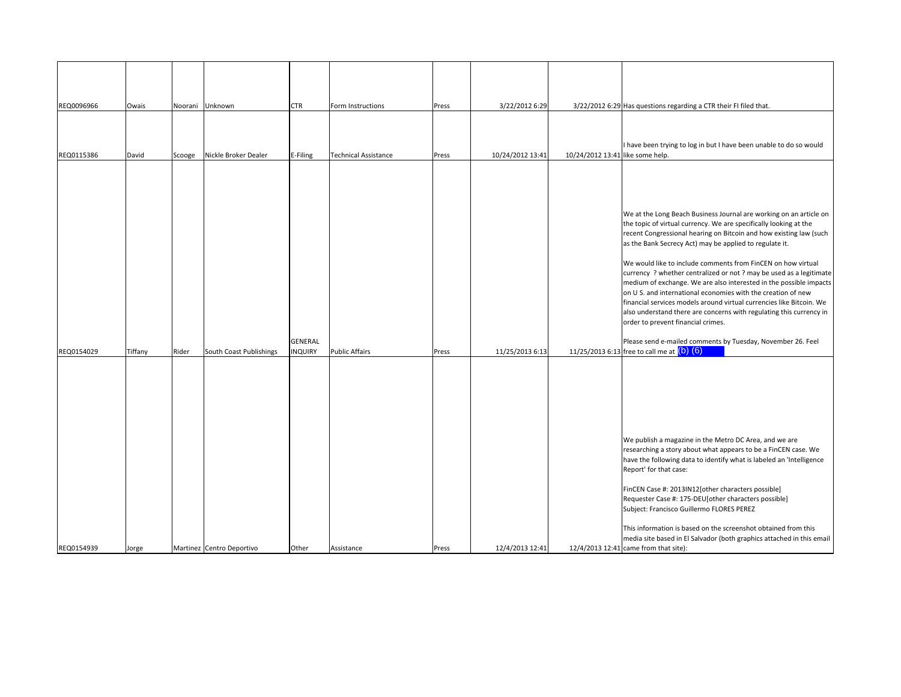| | | | | | | | | | |
|---|---|---|---|---|---|---|---|---|---|
| REQ0096966 | Owais | Noorani | Unknown | CTR | Form Instructions | Press | 3/22/2012 6:29 | 3/22/2012 6:29 | Has questions regarding a CTR their FI filed that. |
| REQ0115386 | David | Scooge | Nickle Broker Dealer | E-Filing | Technical Assistance | Press | 10/24/2012 13:41 | 10/24/2012 13:41 | I have been trying to log in but I have been unable to do so would like some help. |
| REQ0154029 | Tiffany | Rider | South Coast Publishings | GENERAL INQUIRY | Public Affairs | Press | 11/25/2013 6:13 | 11/25/2013 6:13 | We at the Long Beach Business Journal are working on an article on the topic of virtual currency. We are specifically looking at the recent Congressional hearing on Bitcoin and how existing law (such as the Bank Secrecy Act) may be applied to regulate it.<br><br>We would like to include comments from FinCEN on how virtual currency ? whether centralized or not ? may be used as a legitimate medium of exchange. We are also interested in the possible impacts on U S. and international economies with the creation of new financial services models around virtual currencies like Bitcoin. We also understand there are concerns with regulating this currency in order to prevent financial crimes.<br><br>Please send e-mailed comments by Tuesday, November 26. Feel free to call me at (b) (6) |
| REQ0154939 | Jorge | Martinez | Centro Deportivo | Other | Assistance | Press | 12/4/2013 12:41 | 12/4/2013 12:41 | We publish a magazine in the Metro DC Area, and we are researching a story about what appears to be a FinCEN case. We have the following data to identify what is labeled an 'Intelligence Report' for that case:<br><br>FinCEN Case #: 2013IN12[other characters possible]<br>Requester Case #: 175-DEU[other characters possible]<br>Subject: Francisco Guillermo FLORES PEREZ<br><br>This information is based on the screenshot obtained from this media site based in El Salvador (both graphics attached in this email came from that site): |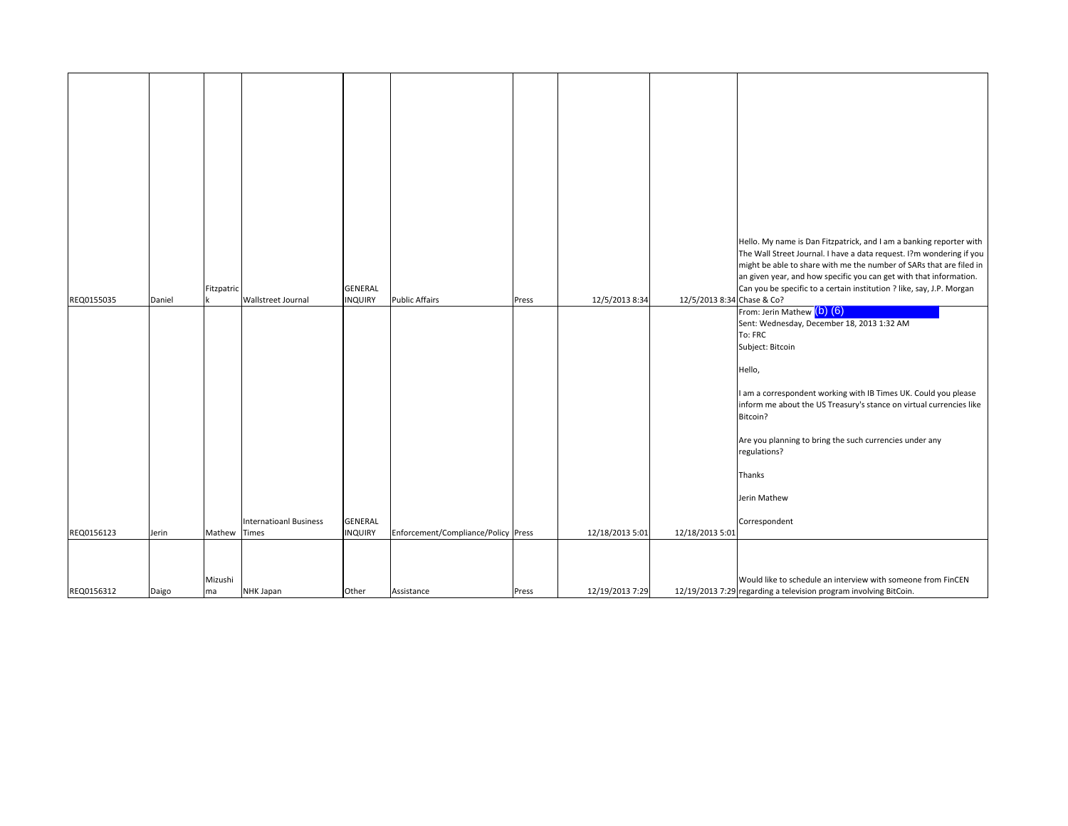| | | | | | | | | | |
|---|---|---|---|---|---|---|---|---|---|
| REQ0155035 | Daniel | Fitzpatrick | Wallstreet Journal | GENERAL INQUIRY | Public Affairs | Press | 12/5/2013 8:34 | 12/5/2013 8:34 | Hello. My name is Dan Fitzpatrick, and I am a banking reporter with The Wall Street Journal. I have a data request. I?m wondering if you might be able to share with me the number of SARs that are filed in an given year, and how specific you can get with that information. Can you be specific to a certain institution ? like, say, J.P. Morgan Chase & Co? |
| REQ0156123 | Jerin | Mathew | Internatioanl Business Times | GENERAL INQUIRY | Enforcement/Compliance/Policy | Press | 12/18/2013 5:01 | 12/18/2013 5:01 | From: Jerin Mathew (b) (6)<br>Sent: Wednesday, December 18, 2013 1:32 AM<br>To: FRC<br>Subject: Bitcoin<br><br>Hello,<br><br>I am a correspondent working with IB Times UK. Could you please inform me about the US Treasury's stance on virtual currencies like Bitcoin?<br><br>Are you planning to bring the such currencies under any regulations?<br><br>Thanks<br><br>Jerin Mathew<br><br>Correspondent |
| REQ0156312 | Daigo | Mizushima | NHK Japan | Other | Assistance | Press | 12/19/2013 7:29 | 12/19/2013 7:29 | Would like to schedule an interview with someone from FinCEN regarding a television program involving BitCoin. |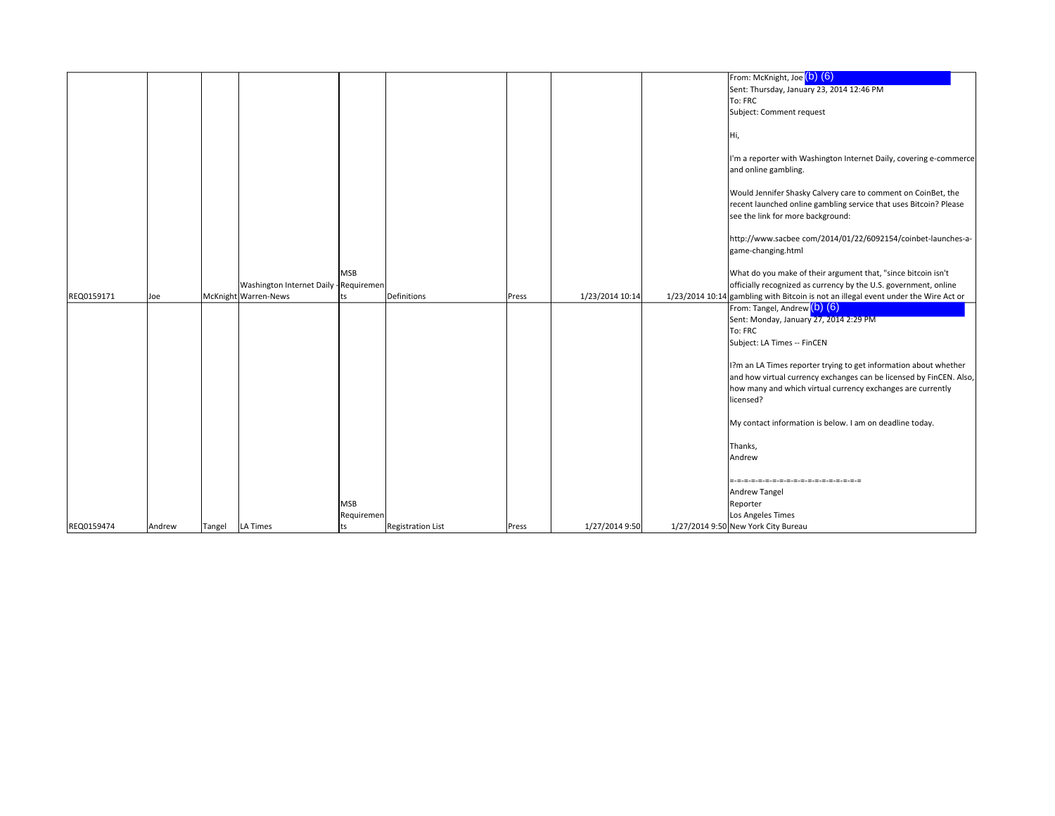| | | | | | | | | | |
|---|---|---|---|---|---|---|---|---|---|
| REQ0159171 | Joe | McKnight | Washington Internet Daily - Warren-News | MSB Requirements | Definitions | Press | 1/23/2014 10:14 | 1/23/2014 10:14 | From: McKnight, Joe (b) (6)<br>Sent: Thursday, January 23, 2014 12:46 PM<br>To: FRC<br>Subject: Comment request<br><br>Hi,<br><br>I'm a reporter with Washington Internet Daily, covering e-commerce and online gambling.<br><br>Would Jennifer Shasky Calvery care to comment on CoinBet, the recent launched online gambling service that uses Bitcoin? Please see the link for more background:<br><br>http://www.sacbee com/2014/01/22/6092154/coinbet-launches-a-game-changing.html<br><br>What do you make of their argument that, "since bitcoin isn't officially recognized as currency by the U.S. government, online gambling with Bitcoin is not an illegal event under the Wire Act or |
| REQ0159474 | Andrew | Tangel | LA Times | MSB Requirements | Registration List | Press | 1/27/2014 9:50 | 1/27/2014 9:50 | From: Tangel, Andrew (b) (6)<br>Sent: Monday, January 27, 2014 2:29 PM<br>To: FRC<br>Subject: LA Times -- FinCEN<br><br>I?m an LA Times reporter trying to get information about whether and how virtual currency exchanges can be licensed by FinCEN. Also, how many and which virtual currency exchanges are currently licensed?<br><br>My contact information is below. I am on deadline today.<br><br>Thanks,<br>Andrew<br><br>=-=-=-=-=-=-=-=-=-=-=-=-=-=-=-=-=-=-=-=<br>Andrew Tangel<br>Reporter<br>Los Angeles Times<br>New York City Bureau |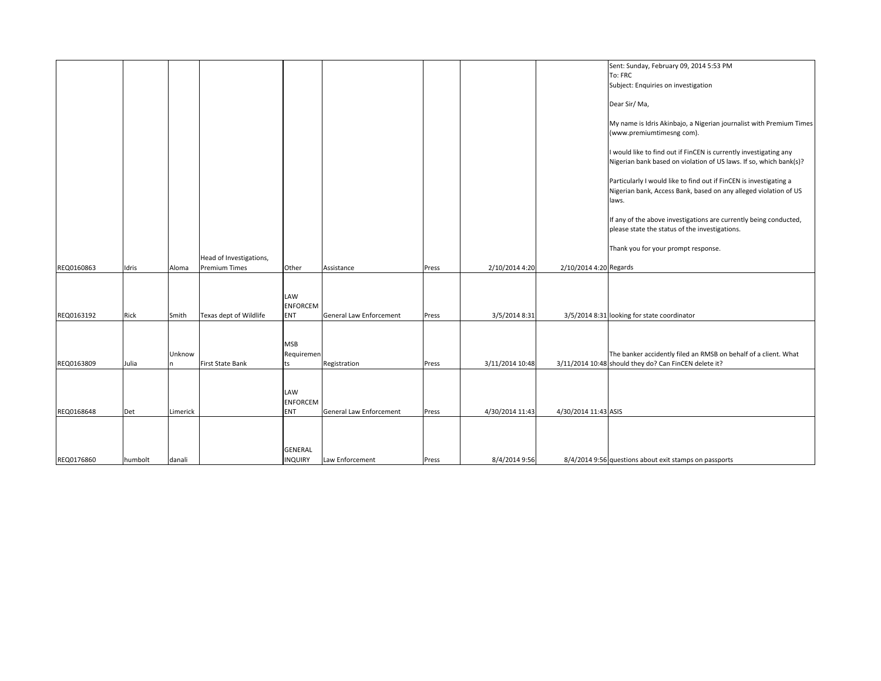| | | | | | | | | | |
|---|---|---|---|---|---|---|---|---|---|
| REQ0160863 | Idris | Aloma | Head of Investigations, Premium Times | Other | Assistance | Press | 2/10/2014 4:20 | 2/10/2014 4:20 | Sent: Sunday, February 09, 2014 5:53 PM<br>To: FRC<br>Subject: Enquiries on investigation<br><br>Dear Sir/ Ma,<br><br>My name is Idris Akinbajo, a Nigerian journalist with Premium Times (www.premiumtimesng com).<br><br>I would like to find out if FinCEN is currently investigating any Nigerian bank based on violation of US laws. If so, which bank(s)?<br><br>Particularly I would like to find out if FinCEN is investigating a Nigerian bank, Access Bank, based on any alleged violation of US laws.<br><br>If any of the above investigations are currently being conducted, please state the status of the investigations.<br><br>Thank you for your prompt response.<br><br>Regards |
| REQ0163192 | Rick | Smith | Texas dept of Wildlife | LAW ENFORCEMENT | General Law Enforcement | Press | 3/5/2014 8:31 | 3/5/2014 8:31 | looking for state coordinator |
| REQ0163809 | Julia | Unknown | First State Bank | MSB Requirements | Registration | Press | 3/11/2014 10:48 | 3/11/2014 10:48 | The banker accidently filed an RMSB on behalf of a client. What should they do? Can FinCEN delete it? |
| REQ0168648 | Det | Limerick | | LAW ENFORCEMENT | General Law Enforcement | Press | 4/30/2014 11:43 | 4/30/2014 11:43 | ASIS |
| REQ0176860 | humbolt | danali | | GENERAL INQUIRY | Law Enforcement | Press | 8/4/2014 9:56 | 8/4/2014 9:56 | questions about exit stamps on passports |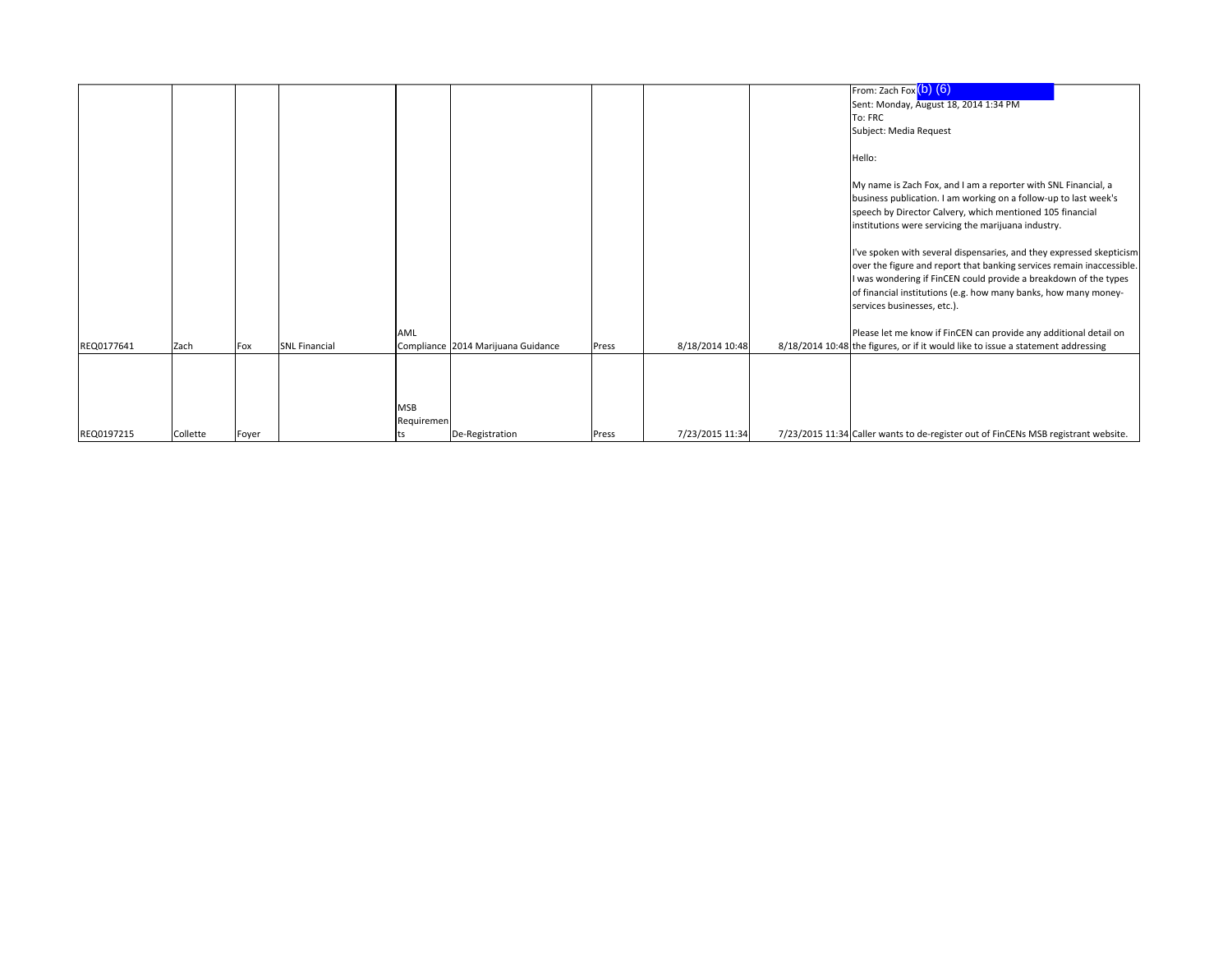| | | | | | | | | | |
|---|---|---|---|---|---|---|---|---|---|
| REQ0177641 | Zach | Fox | SNL Financial | AML Compliance | 2014 Marijuana Guidance | Press | 8/18/2014 10:48 | 8/18/2014 10:48 | From: Zach Fox (b) (6)<br>Sent: Monday, August 18, 2014 1:34 PM<br>To: FRC<br>Subject: Media Request<br><br>Hello:<br><br>My name is Zach Fox, and I am a reporter with SNL Financial, a business publication. I am working on a follow-up to last week's speech by Director Calvery, which mentioned 105 financial institutions were servicing the marijuana industry.<br><br>I've spoken with several dispensaries, and they expressed skepticism over the figure and report that banking services remain inaccessible. I was wondering if FinCEN could provide a breakdown of the types of financial institutions (e.g. how many banks, how many money-services businesses, etc.).<br><br>Please let me know if FinCEN can provide any additional detail on the figures, or if it would like to issue a statement addressing |
| REQ0197215 | Collette | Foyer | | MSB Requirements | De-Registration | Press | 7/23/2015 11:34 | 7/23/2015 11:34 | Caller wants to de-register out of FinCENs MSB registrant website. |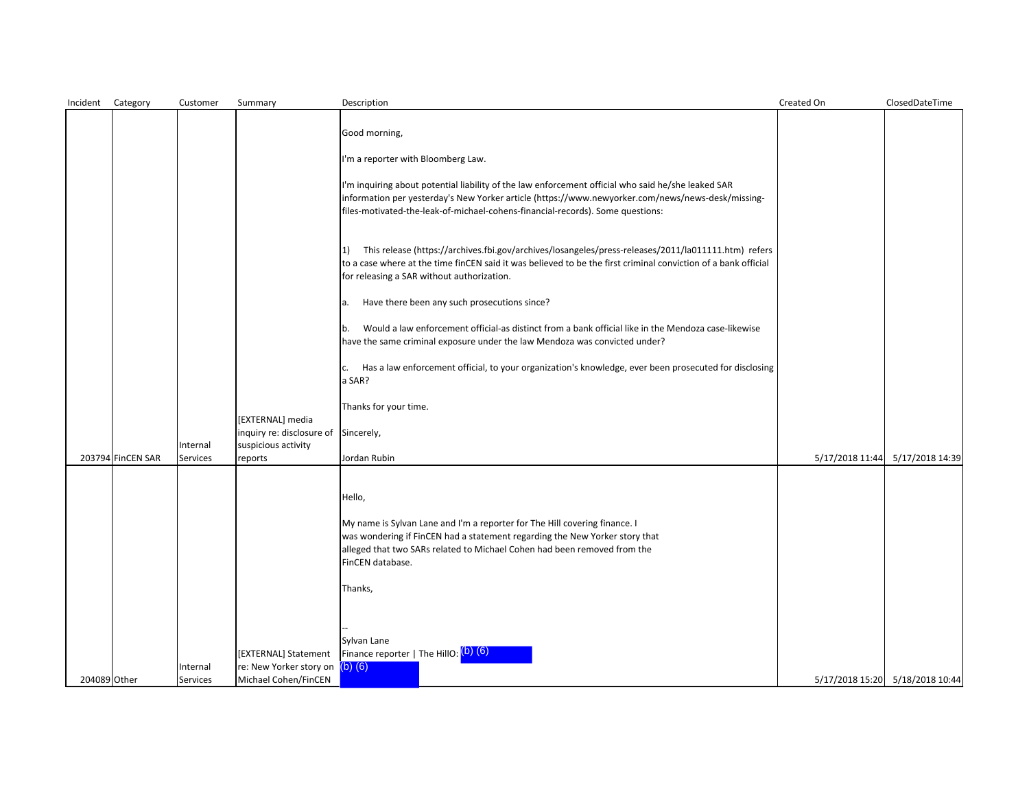| Incident | Category | Customer | Summary | Description | Created On | ClosedDateTime |
|---|---|---|---|---|---|---|
| 203794 | FinCEN SAR | Internal Services | [EXTERNAL] media inquiry re: disclosure of suspicious activity reports | Good morning,<br><br>I'm a reporter with Bloomberg Law.<br><br>I'm inquiring about potential liability of the law enforcement official who said he/she leaked SAR information per yesterday's New Yorker article (https://www.newyorker.com/news/news-desk/missing-files-motivated-the-leak-of-michael-cohens-financial-records). Some questions:<br><br>1) This release (https://archives.fbi.gov/archives/losangeles/press-releases/2011/la011111.htm) refers to a case where at the time finCEN said it was believed to be the first criminal conviction of a bank official for releasing a SAR without authorization.<br><br>a. Have there been any such prosecutions since?<br><br>b. Would a law enforcement official-as distinct from a bank official like in the Mendoza case-likewise have the same criminal exposure under the law Mendoza was convicted under?<br><br>c. Has a law enforcement official, to your organization's knowledge, ever been prosecuted for disclosing a SAR?<br><br>Thanks for your time.<br><br>Sincerely,<br><br>Jordan Rubin | 5/17/2018 11:44 | 5/17/2018 14:39 |
| 204089 | Other | Internal Services | [EXTERNAL] Statement re: New Yorker story on Michael Cohen/FinCEN | Hello,<br><br>My name is Sylvan Lane and I'm a reporter for The Hill covering finance. I was wondering if FinCEN had a statement regarding the New Yorker story that alleged that two SARs related to Michael Cohen had been removed from the FinCEN database.<br><br>Thanks,<br><br>--<br>Sylvan Lane<br>Finance reporter \| The HillO: (b) (6)<br>(b) (6) | 5/17/2018 15:20 | 5/18/2018 10:44 |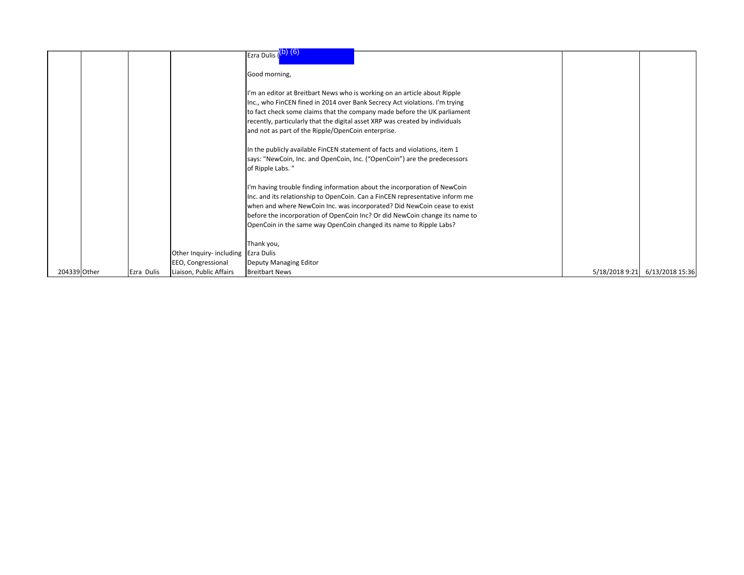| | | | | | | |
|---|---|---|---|---|---|---|
| 204339 | Other | Ezra Dulis | Other Inquiry- including EEO, Congressional Liaison, Public Affairs | Ezra Dulis ((b) (6)<br><br>Good morning,<br><br>I'm an editor at Breitbart News who is working on an article about Ripple Inc., who FinCEN fined in 2014 over Bank Secrecy Act violations. I'm trying to fact check some claims that the company made before the UK parliament recently, particularly that the digital asset XRP was created by individuals and not as part of the Ripple/OpenCoin enterprise.<br><br>In the publicly available FinCEN statement of facts and violations, item 1 says: "NewCoin, Inc. and OpenCoin, Inc. ("OpenCoin") are the predecessors of Ripple Labs. "<br><br>I'm having trouble finding information about the incorporation of NewCoin Inc. and its relationship to OpenCoin. Can a FinCEN representative inform me when and where NewCoin Inc. was incorporated? Did NewCoin cease to exist before the incorporation of OpenCoin Inc? Or did NewCoin change its name to OpenCoin in the same way OpenCoin changed its name to Ripple Labs?<br><br>Thank you,<br>Ezra Dulis<br>Deputy Managing Editor<br>Breitbart News | 5/18/2018 9:21 | 6/13/2018 15:36 |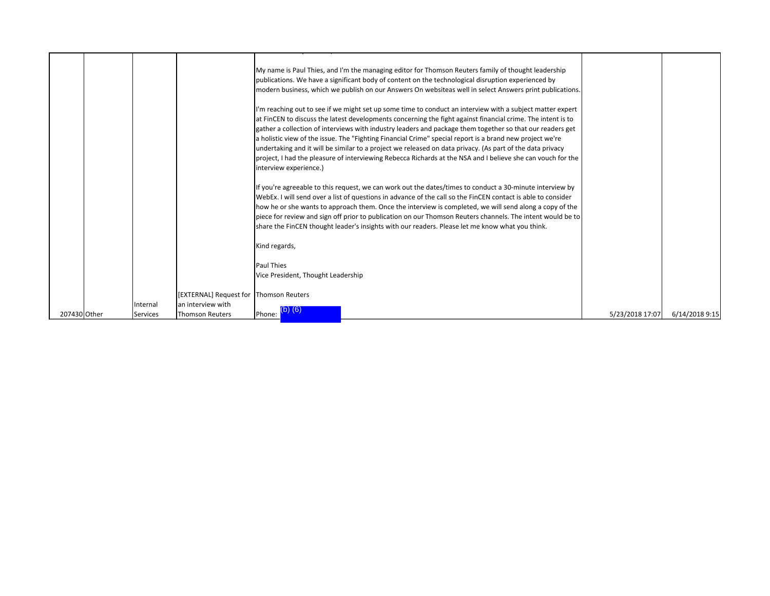| | | | | | | |
|---|---|---|---|---|---|---|
| 207430 | Other | Internal Services | [EXTERNAL] Request for an interview with Thomson Reuters | My name is Paul Thies, and I'm the managing editor for Thomson Reuters family of thought leadership publications. We have a significant body of content on the technological disruption experienced by modern business, which we publish on our Answers On websiteas well in select Answers print publications.<br><br>I'm reaching out to see if we might set up some time to conduct an interview with a subject matter expert at FinCEN to discuss the latest developments concerning the fight against financial crime. The intent is to gather a collection of interviews with industry leaders and package them together so that our readers get a holistic view of the issue. The "Fighting Financial Crime" special report is a brand new project we're undertaking and it will be similar to a project we released on data privacy. (As part of the data privacy project, I had the pleasure of interviewing Rebecca Richards at the NSA and I believe she can vouch for the interview experience.)<br><br>If you're agreeable to this request, we can work out the dates/times to conduct a 30-minute interview by WebEx. I will send over a list of questions in advance of the call so the FinCEN contact is able to consider how he or she wants to approach them. Once the interview is completed, we will send along a copy of the piece for review and sign off prior to publication on our Thomson Reuters channels. The intent would be to share the FinCEN thought leader's insights with our readers. Please let me know what you think.<br><br>Kind regards,<br><br>Paul Thies<br>Vice President, Thought Leadership<br><br>Thomson Reuters<br>Phone: (b) (6) | 5/23/2018 17:07 | 6/14/2018 9:15 |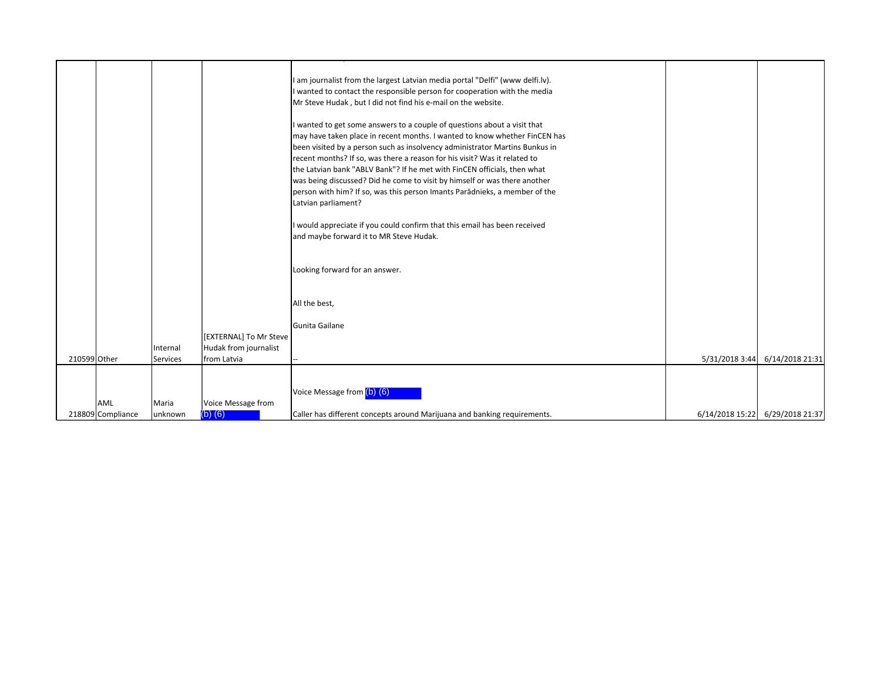| | | | | | | |
|---|---|---|---|---|---|---|
| 210599 | Other | Internal Services | [EXTERNAL] To Mr Steve Hudak from journalist from Latvia | I am journalist from the largest Latvian media portal "Delfi" (www delfi.lv).<br>I wanted to contact the responsible person for cooperation with the media Mr Steve Hudak , but I did not find his e-mail on the website.<br><br>I wanted to get some answers to a couple of questions about a visit that may have taken place in recent months. I wanted to know whether FinCEN has been visited by a person such as insolvency administrator Martins Bunkus in recent months? If so, was there a reason for his visit? Was it related to the Latvian bank "ABLV Bank"? If he met with FinCEN officials, then what was being discussed? Did he come to visit by himself or was there another person with him? If so, was this person Imants Parādnieks, a member of the Latvian parliament?<br><br>I would appreciate if you could confirm that this email has been received and maybe forward it to MR Steve Hudak.<br><br>Looking forward for an answer.<br><br>All the best,<br><br>Gunita Gailane<br><br>-- | | 5/31/2018 3:44 | 6/14/2018 21:31 |
| 218809 | AML Compliance | Maria unknown | Voice Message from (b) (6) | Voice Message from (b) (6)<br><br>Caller has different concepts around Marijuana and banking requirements. | | 6/14/2018 15:22 | 6/29/2018 21:37 |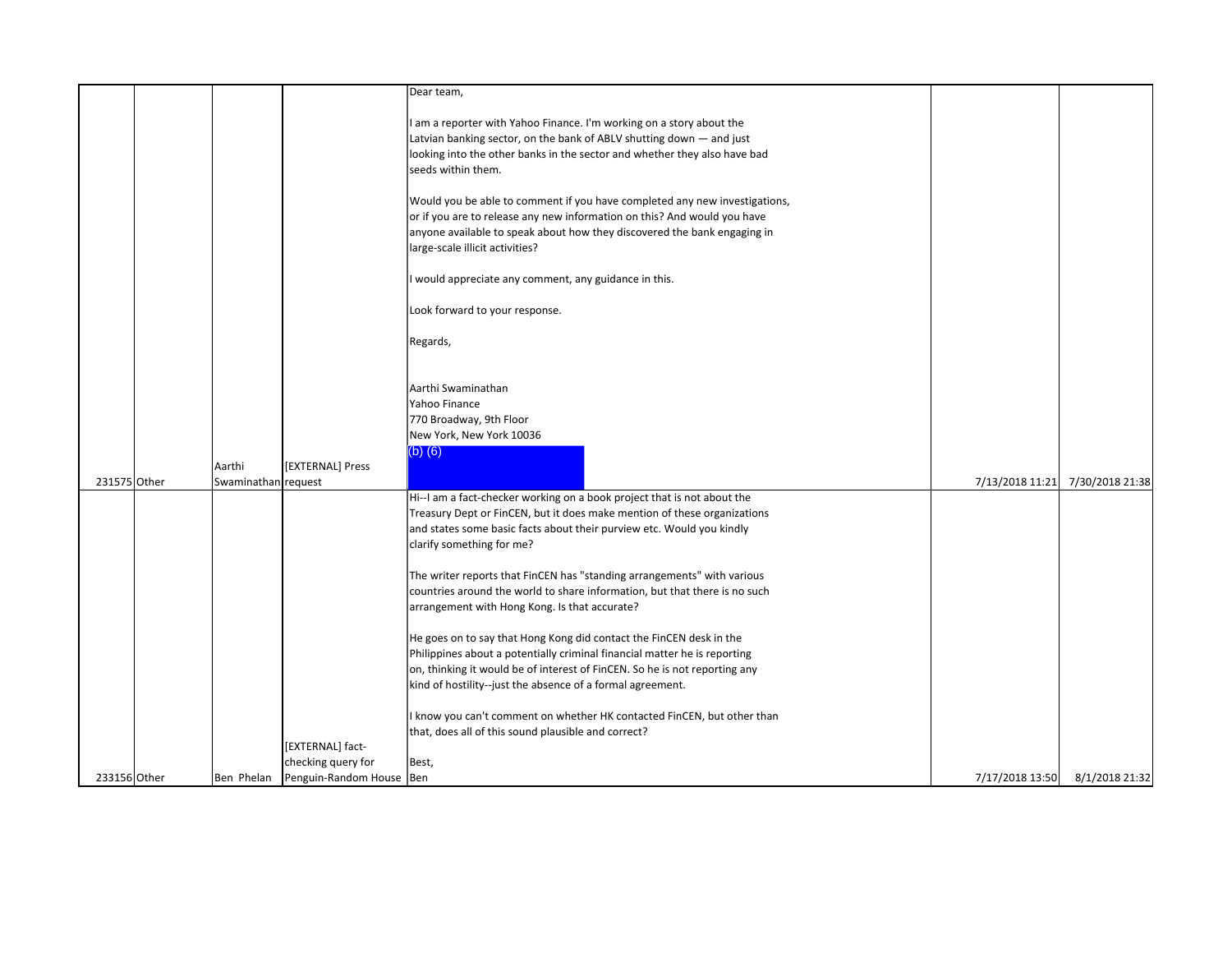| | | | | | | | |
|---|---|---|---|---|---|---|---|
| 231575 | Other | | Aarthi Swaminathan | [EXTERNAL] Press request | Dear team,<br><br>I am a reporter with Yahoo Finance. I'm working on a story about the Latvian banking sector, on the bank of ABLV shutting down — and just looking into the other banks in the sector and whether they also have bad seeds within them.<br><br>Would you be able to comment if you have completed any new investigations, or if you are to release any new information on this? And would you have anyone available to speak about how they discovered the bank engaging in large-scale illicit activities?<br><br>I would appreciate any comment, any guidance in this.<br><br>Look forward to your response.<br><br>Regards,<br><br><br>Aarthi Swaminathan<br>Yahoo Finance<br>770 Broadway, 9th Floor<br>New York, New York 10036<br>(b) (6) | 7/13/2018 11:21 | 7/30/2018 21:38 |
| 233156 | Other | | Ben Phelan | [EXTERNAL] fact-checking query for Penguin-Random House | Hi--I am a fact-checker working on a book project that is not about the Treasury Dept or FinCEN, but it does make mention of these organizations and states some basic facts about their purview etc. Would you kindly clarify something for me?<br><br>The writer reports that FinCEN has "standing arrangements" with various countries around the world to share information, but that there is no such arrangement with Hong Kong. Is that accurate?<br><br>He goes on to say that Hong Kong did contact the FinCEN desk in the Philippines about a potentially criminal financial matter he is reporting on, thinking it would be of interest of FinCEN. So he is not reporting any kind of hostility--just the absence of a formal agreement.<br><br>I know you can't comment on whether HK contacted FinCEN, but other than that, does all of this sound plausible and correct?<br><br>Best,<br>Ben | 7/17/2018 13:50 | 8/1/2018 21:32 |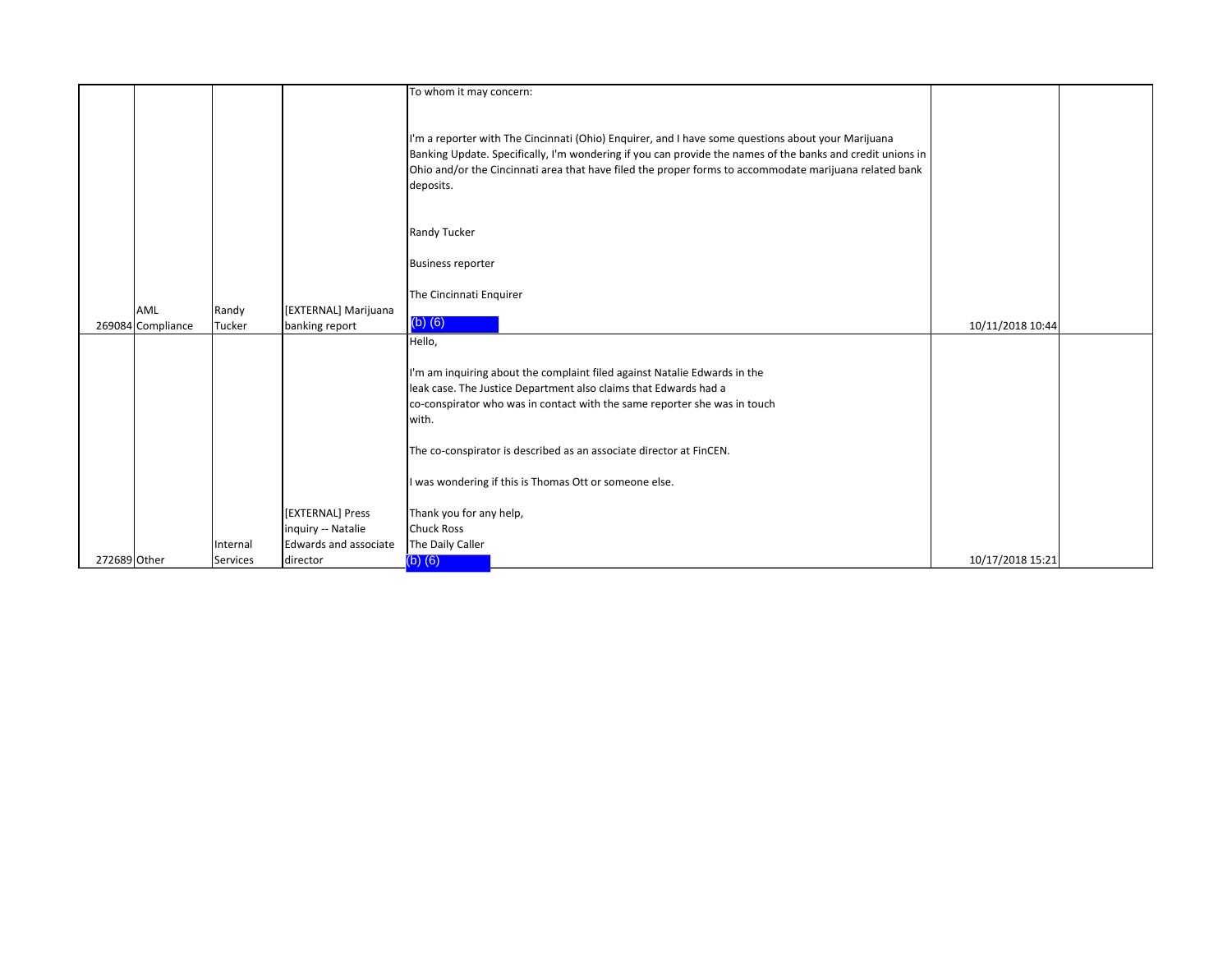| | | | | | | |
|---|---|---|---|---|---|---|
| 269084 | AML Compliance | Randy Tucker | [EXTERNAL] Marijuana banking report | To whom it may concern:<br><br>I'm a reporter with The Cincinnati (Ohio) Enquirer, and I have some questions about your Marijuana Banking Update. Specifically, I'm wondering if you can provide the names of the banks and credit unions in Ohio and/or the Cincinnati area that have filed the proper forms to accommodate marijuana related bank deposits.<br><br>Randy Tucker<br><br>Business reporter<br><br>The Cincinnati Enquirer<br><br>(b) (6) | 10/11/2018 10:44 | |
| 272689 | Other | Internal Services | [EXTERNAL] Press inquiry -- Natalie Edwards and associate director | Hello,<br><br>I'm am inquiring about the complaint filed against Natalie Edwards in the leak case. The Justice Department also claims that Edwards had a co-conspirator who was in contact with the same reporter she was in touch with.<br><br>The co-conspirator is described as an associate director at FinCEN.<br><br>I was wondering if this is Thomas Ott or someone else.<br><br>Thank you for any help,<br>Chuck Ross<br>The Daily Caller<br>(b) (6) | 10/17/2018 15:21 | |